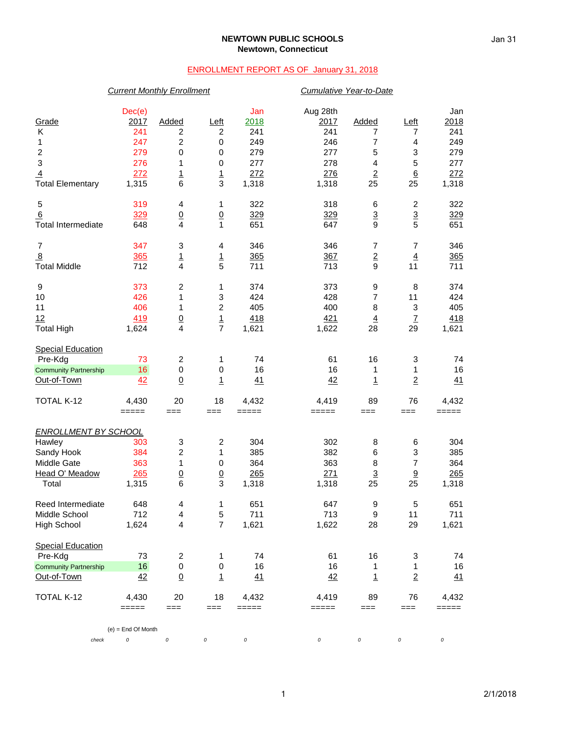**NEWTOWN PUBLIC SCHOOLS**
**Newtown, Connecticut**

ENROLLMENT REPORT AS OF January 31, 2018

| | *Current Monthly Enrollment* | | | | *Cumulative Year-to-Date* | | | |
|---|---|---|---|---|---|---|---|---|
| Grade | Dec(e) 2017 | Added | Left | Jan 2018 | Aug 28th 2017 | Added | Left | Jan 2018 |
| K | 241 | 2 | 2 | 241 | 241 | 7 | 7 | 241 |
| 1 | 247 | 2 | 0 | 249 | 246 | 7 | 4 | 249 |
| 2 | 279 | 0 | 0 | 279 | 277 | 5 | 3 | 279 |
| 3 | 276 | 1 | 0 | 277 | 278 | 4 | 5 | 277 |
| 4 | 272 | 1 | 1 | 272 | 276 | 2 | 6 | 272 |
| Total Elementary | 1,315 | 6 | 3 | 1,318 | 1,318 | 25 | 25 | 1,318 |
| 5 | 319 | 4 | 1 | 322 | 318 | 6 | 2 | 322 |
| 6 | 329 | 0 | 0 | 329 | 329 | 3 | 3 | 329 |
| Total Intermediate | 648 | 4 | 1 | 651 | 647 | 9 | 5 | 651 |
| 7 | 347 | 3 | 4 | 346 | 346 | 7 | 7 | 346 |
| 8 | 365 | 1 | 1 | 365 | 367 | 2 | 4 | 365 |
| Total Middle | 712 | 4 | 5 | 711 | 713 | 9 | 11 | 711 |
| 9 | 373 | 2 | 1 | 374 | 373 | 9 | 8 | 374 |
| 10 | 426 | 1 | 3 | 424 | 428 | 7 | 11 | 424 |
| 11 | 406 | 1 | 2 | 405 | 400 | 8 | 3 | 405 |
| 12 | 419 | 0 | 1 | 418 | 421 | 4 | 7 | 418 |
| Total High | 1,624 | 4 | 7 | 1,621 | 1,622 | 28 | 29 | 1,621 |
| Special Education | | | | | | | | |
| Pre-Kdg | 73 | 2 | 1 | 74 | 61 | 16 | 3 | 74 |
| Community Partnership | 16 | 0 | 0 | 16 | 16 | 1 | 1 | 16 |
| Out-of-Town | 42 | 0 | 1 | 41 | 42 | 1 | 2 | 41 |
| TOTAL K-12 | 4,430 | 20 | 18 | 4,432 | 4,419 | 89 | 76 | 4,432 |

| *ENROLLMENT BY SCHOOL* | Dec(e) 2017 | Added | Left | Jan 2018 | Aug 28th 2017 | Added | Left | Jan 2018 |
|---|---|---|---|---|---|---|---|---|
| Hawley | 303 | 3 | 2 | 304 | 302 | 8 | 6 | 304 |
| Sandy Hook | 384 | 2 | 1 | 385 | 382 | 6 | 3 | 385 |
| Middle Gate | 363 | 1 | 0 | 364 | 363 | 8 | 7 | 364 |
| Head O' Meadow | 265 | 0 | 0 | 265 | 271 | 3 | 9 | 265 |
| Total | 1,315 | 6 | 3 | 1,318 | 1,318 | 25 | 25 | 1,318 |
| Reed Intermediate | 648 | 4 | 1 | 651 | 647 | 9 | 5 | 651 |
| Middle School | 712 | 4 | 5 | 711 | 713 | 9 | 11 | 711 |
| High School | 1,624 | 4 | 7 | 1,621 | 1,622 | 28 | 29 | 1,621 |
| Special Education | | | | | | | | |
| Pre-Kdg | 73 | 2 | 1 | 74 | 61 | 16 | 3 | 74 |
| Community Partnership | 16 | 0 | 0 | 16 | 16 | 1 | 1 | 16 |
| Out-of-Town | 42 | 0 | 1 | 41 | 42 | 1 | 2 | 41 |
| TOTAL K-12 | 4,430 | 20 | 18 | 4,432 | 4,419 | 89 | 76 | 4,432 |
| check | 0 | 0 | 0 | 0 | 0 | 0 | 0 | 0 |

(e) = End Of Month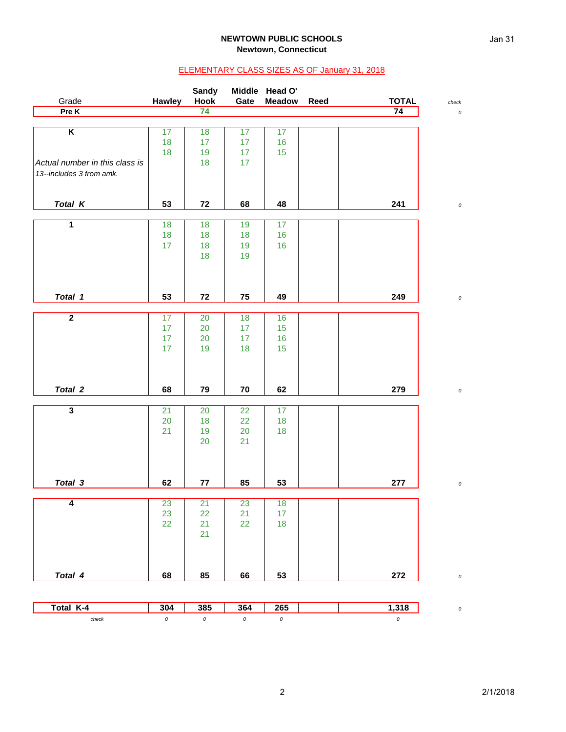**NEWTOWN PUBLIC SCHOOLS**
**Newtown, Connecticut**

ELEMENTARY CLASS SIZES AS OF January 31, 2018

| Grade | Hawley | Sandy Hook | Middle Gate | Head O' Meadow | Reed | TOTAL | check |
|---|---|---|---|---|---|---|---|
| **Pre K** | | 74 | | | | 74 | 0 |
| **K** | 17 | 18 | 17 | 17 | | | |
| | 18 | 17 | 17 | 16 | | | |
| | 18 | 19 | 17 | 15 | | | |
| *Actual number in this class is 13--includes 3 from amk.* | | 18 | 17 | | | | |
| ***Total K*** | **53** | **72** | **68** | **48** | | **241** | 0 |
| **1** | 18 | 18 | 19 | 17 | | | |
| | 18 | 18 | 18 | 16 | | | |
| | 17 | 18 | 19 | 16 | | | |
| | | 18 | 19 | | | | |
| ***Total 1*** | **53** | **72** | **75** | **49** | | **249** | 0 |
| **2** | 17 | 20 | 18 | 16 | | | |
| | 17 | 20 | 17 | 15 | | | |
| | 17 | 20 | 17 | 16 | | | |
| | 17 | 19 | 18 | 15 | | | |
| ***Total 2*** | **68** | **79** | **70** | **62** | | **279** | 0 |
| **3** | 21 | 20 | 22 | 17 | | | |
| | 20 | 18 | 22 | 18 | | | |
| | 21 | 19 | 20 | 18 | | | |
| | | 20 | 21 | | | | |
| ***Total 3*** | **62** | **77** | **85** | **53** | | **277** | 0 |
| **4** | 23 | 21 | 23 | 18 | | | |
| | 23 | 22 | 21 | 17 | | | |
| | 22 | 21 | 22 | 18 | | | |
| | | 21 | | | | | |
| ***Total 4*** | **68** | **85** | **66** | **53** | | **272** | 0 |
| **Total K-4** | **304** | **385** | **364** | **265** | | **1,318** | 0 |
| *check* | *0* | *0* | *0* | *0* | | *0* | |